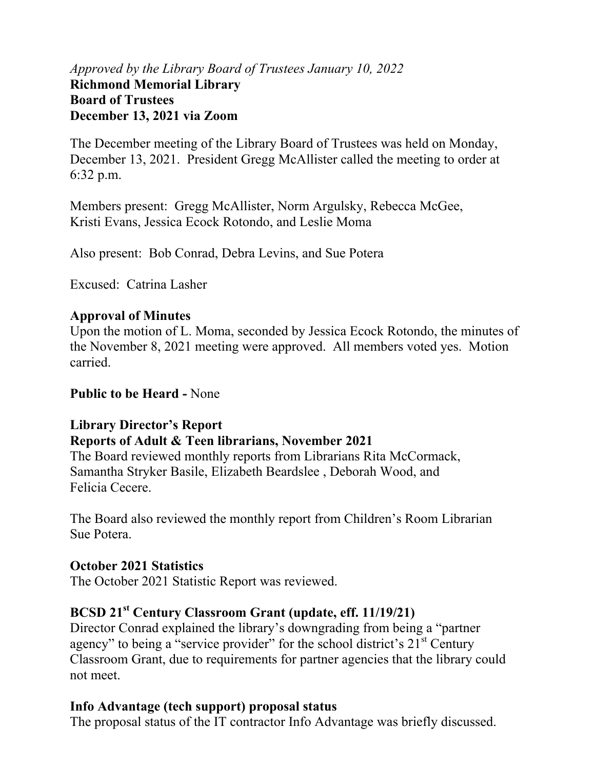*Approved by the Library Board of Trustees January 10, 2022*

**Richmond Memorial Library**
**Board of Trustees**
**December 13, 2021 via Zoom**

The December meeting of the Library Board of Trustees was held on Monday, December 13, 2021. President Gregg McAllister called the meeting to order at 6:32 p.m.

Members present: Gregg McAllister, Norm Argulsky, Rebecca McGee, Kristi Evans, Jessica Ecock Rotondo, and Leslie Moma

Also present: Bob Conrad, Debra Levins, and Sue Potera

Excused: Catrina Lasher

**Approval of Minutes**
Upon the motion of L. Moma, seconded by Jessica Ecock Rotondo, the minutes of the November 8, 2021 meeting were approved. All members voted yes. Motion carried.

**Public to be Heard -** None

**Library Director's Report**
**Reports of Adult & Teen librarians, November 2021**
The Board reviewed monthly reports from Librarians Rita McCormack, Samantha Stryker Basile, Elizabeth Beardslee , Deborah Wood, and Felicia Cecere.

The Board also reviewed the monthly report from Children's Room Librarian Sue Potera.

**October 2021 Statistics**
The October 2021 Statistic Report was reviewed.

**BCSD 21st Century Classroom Grant (update, eff. 11/19/21)**
Director Conrad explained the library's downgrading from being a "partner agency" to being a "service provider" for the school district's 21st Century Classroom Grant, due to requirements for partner agencies that the library could not meet.

**Info Advantage (tech support) proposal status**
The proposal status of the IT contractor Info Advantage was briefly discussed.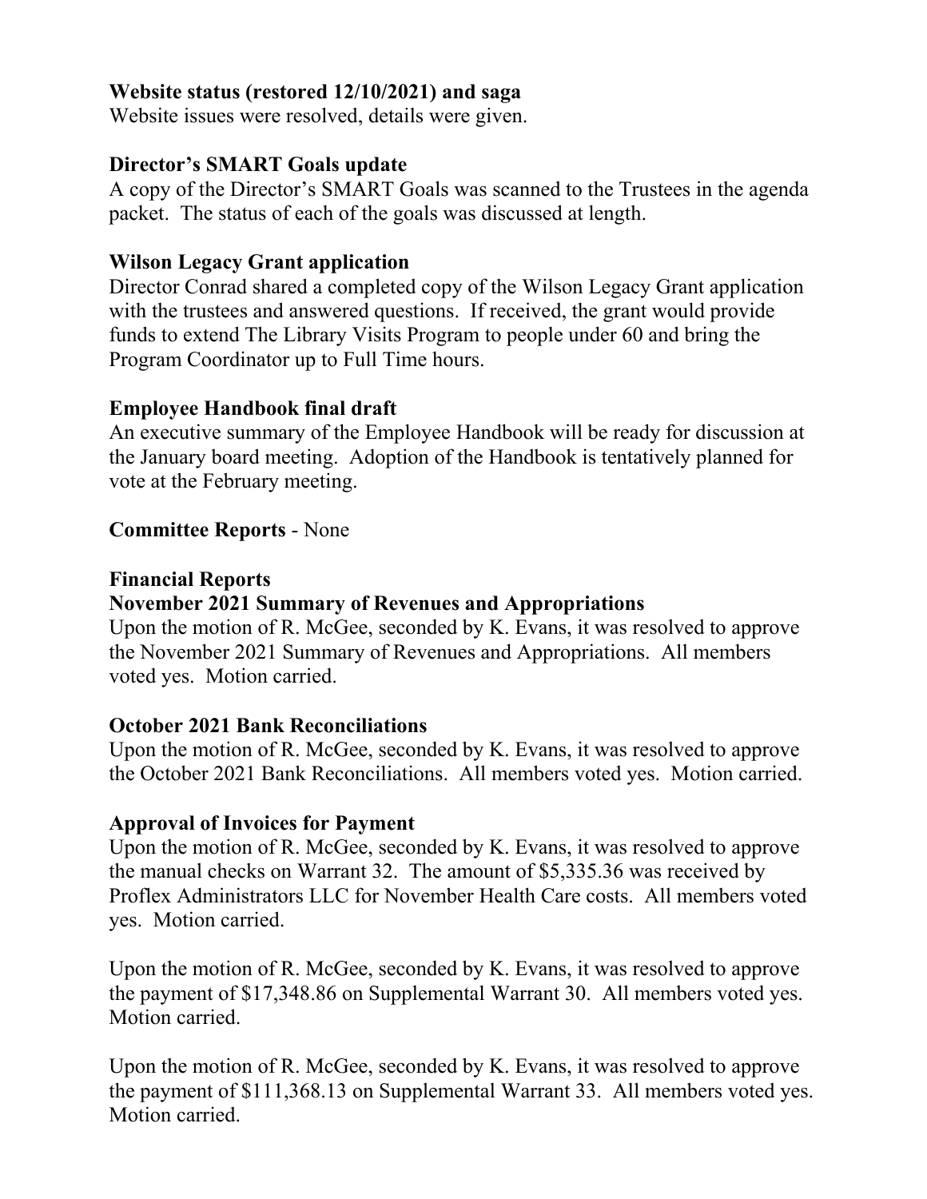**Website status (restored 12/10/2021) and saga**

Website issues were resolved, details were given.

**Director's SMART Goals update**

A copy of the Director's SMART Goals was scanned to the Trustees in the agenda packet. The status of each of the goals was discussed at length.

**Wilson Legacy Grant application**

Director Conrad shared a completed copy of the Wilson Legacy Grant application with the trustees and answered questions. If received, the grant would provide funds to extend The Library Visits Program to people under 60 and bring the Program Coordinator up to Full Time hours.

**Employee Handbook final draft**

An executive summary of the Employee Handbook will be ready for discussion at the January board meeting. Adoption of the Handbook is tentatively planned for vote at the February meeting.

**Committee Reports** - None

**Financial Reports**

**November 2021 Summary of Revenues and Appropriations**

Upon the motion of R. McGee, seconded by K. Evans, it was resolved to approve the November 2021 Summary of Revenues and Appropriations. All members voted yes. Motion carried.

**October 2021 Bank Reconciliations**

Upon the motion of R. McGee, seconded by K. Evans, it was resolved to approve the October 2021 Bank Reconciliations. All members voted yes. Motion carried.

**Approval of Invoices for Payment**

Upon the motion of R. McGee, seconded by K. Evans, it was resolved to approve the manual checks on Warrant 32. The amount of $5,335.36 was received by Proflex Administrators LLC for November Health Care costs. All members voted yes. Motion carried.

Upon the motion of R. McGee, seconded by K. Evans, it was resolved to approve the payment of $17,348.86 on Supplemental Warrant 30. All members voted yes. Motion carried.

Upon the motion of R. McGee, seconded by K. Evans, it was resolved to approve the payment of $111,368.13 on Supplemental Warrant 33. All members voted yes. Motion carried.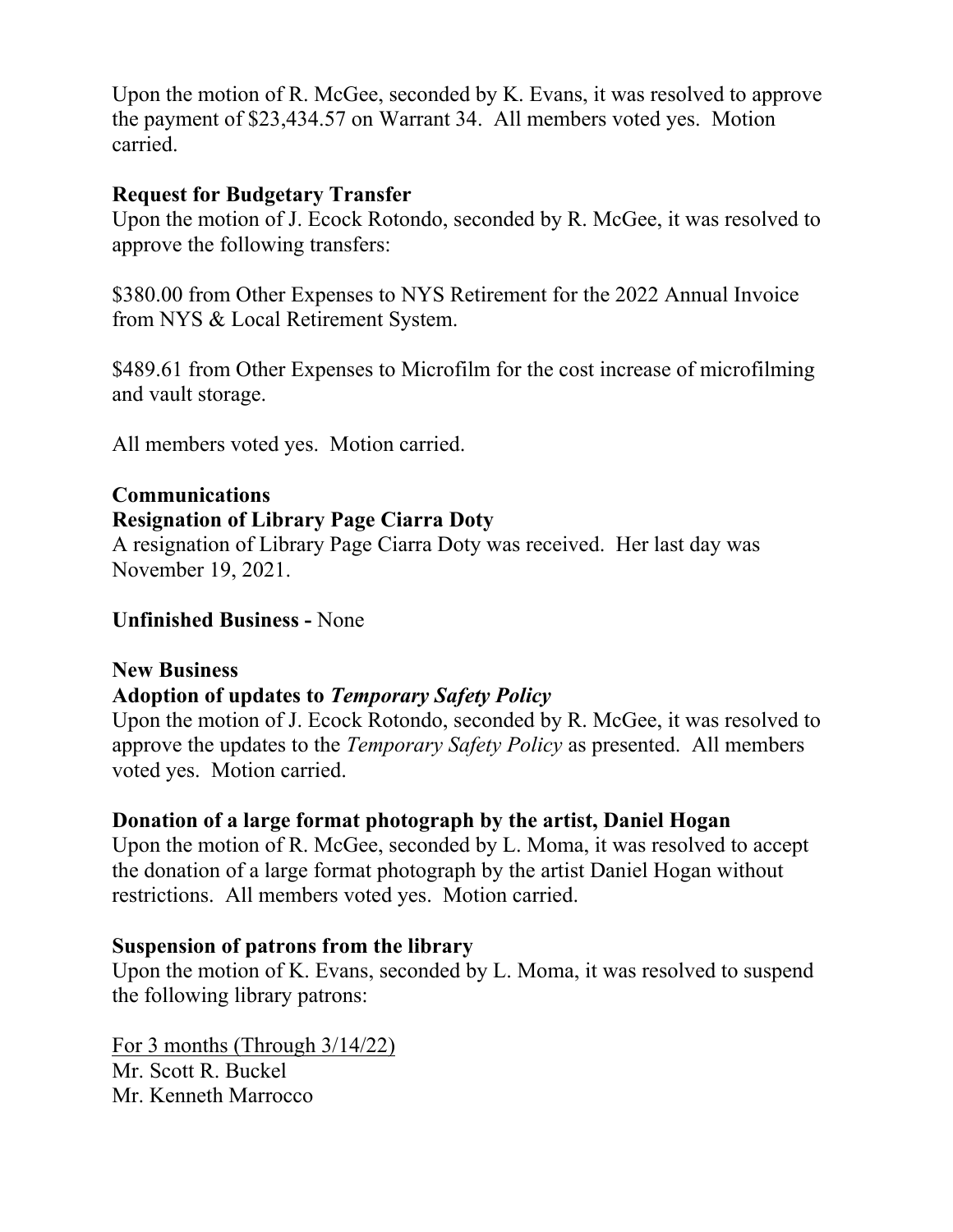Upon the motion of R. McGee, seconded by K. Evans, it was resolved to approve the payment of $23,434.57 on Warrant 34. All members voted yes. Motion carried.

**Request for Budgetary Transfer**

Upon the motion of J. Ecock Rotondo, seconded by R. McGee, it was resolved to approve the following transfers:

$380.00 from Other Expenses to NYS Retirement for the 2022 Annual Invoice from NYS & Local Retirement System.

$489.61 from Other Expenses to Microfilm for the cost increase of microfilming and vault storage.

All members voted yes. Motion carried.

**Communications**

**Resignation of Library Page Ciarra Doty**

A resignation of Library Page Ciarra Doty was received. Her last day was November 19, 2021.

**Unfinished Business -** None

**New Business**

**Adoption of updates to *Temporary Safety Policy***

Upon the motion of J. Ecock Rotondo, seconded by R. McGee, it was resolved to approve the updates to the *Temporary Safety Policy* as presented. All members voted yes. Motion carried.

**Donation of a large format photograph by the artist, Daniel Hogan**

Upon the motion of R. McGee, seconded by L. Moma, it was resolved to accept the donation of a large format photograph by the artist Daniel Hogan without restrictions. All members voted yes. Motion carried.

**Suspension of patrons from the library**

Upon the motion of K. Evans, seconded by L. Moma, it was resolved to suspend the following library patrons:

<u>For 3 months (Through 3/14/22)</u>
Mr. Scott R. Buckel
Mr. Kenneth Marrocco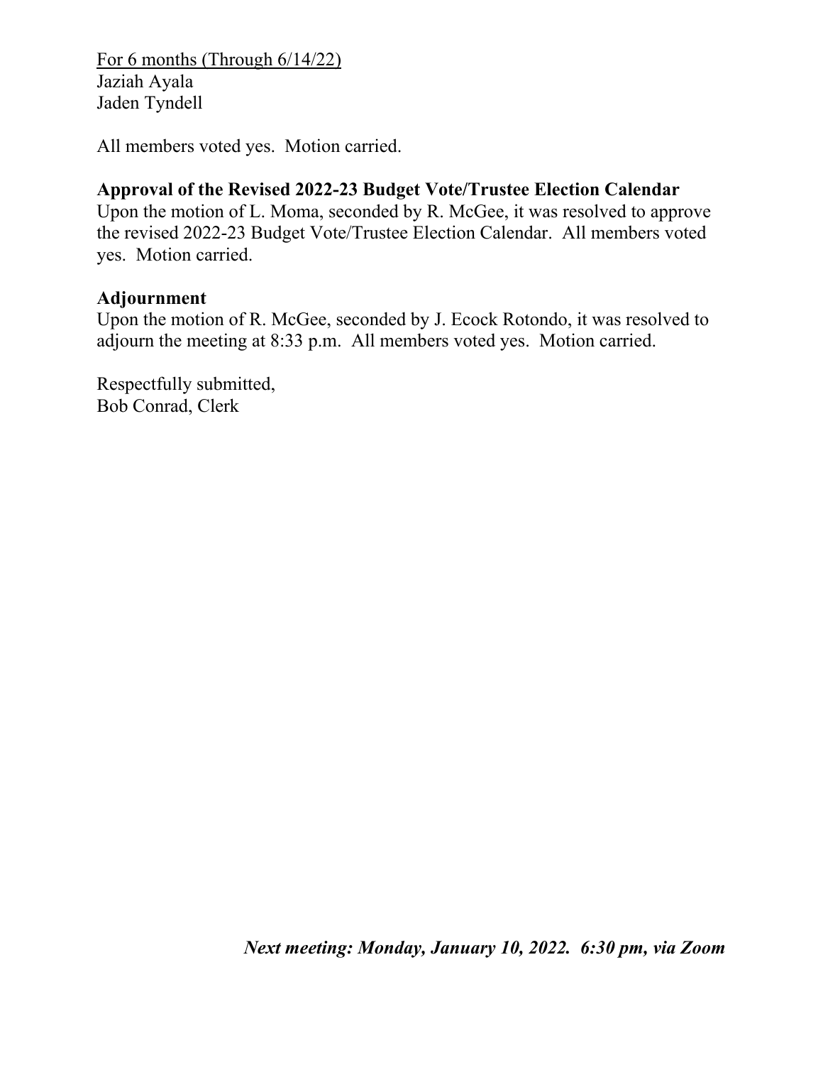For 6 months (Through 6/14/22)
Jaziah Ayala
Jaden Tyndell

All members voted yes. Motion carried.

**Approval of the Revised 2022-23 Budget Vote/Trustee Election Calendar**
Upon the motion of L. Moma, seconded by R. McGee, it was resolved to approve the revised 2022-23 Budget Vote/Trustee Election Calendar. All members voted yes. Motion carried.

**Adjournment**
Upon the motion of R. McGee, seconded by J. Ecock Rotondo, it was resolved to adjourn the meeting at 8:33 p.m. All members voted yes. Motion carried.

Respectfully submitted,
Bob Conrad, Clerk

***Next meeting: Monday, January 10, 2022. 6:30 pm, via Zoom***